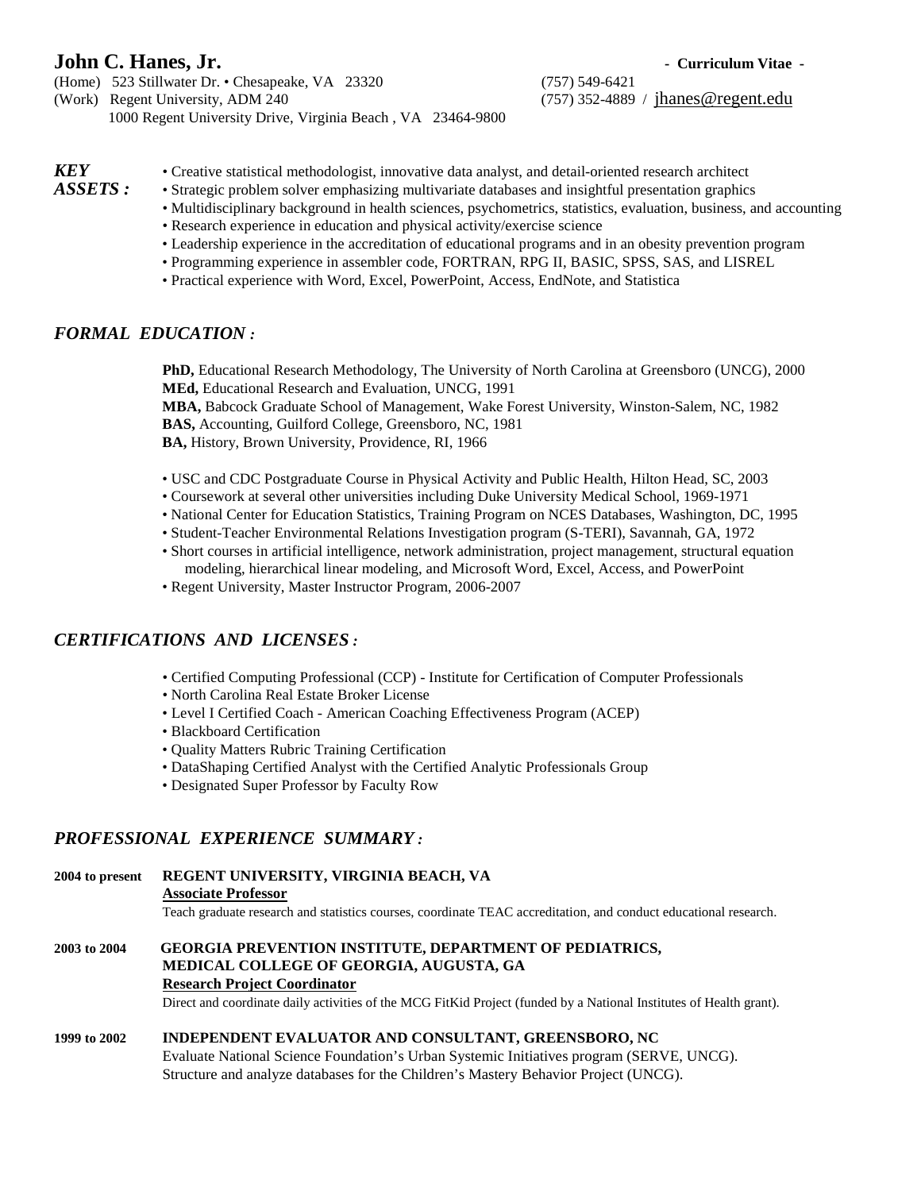# John C. Hanes, Jr.

**- Curriculum Vitae -**

(Home) 523 Stillwater Dr. • Chesapeake, VA 23320 — (757) 549-6421
(Work) Regent University, ADM 240 — (757) 352-4889 / jhanes@regent.edu
1000 Regent University Drive, Virginia Beach , VA 23464-9800

## *KEY ASSETS :*

- Creative statistical methodologist, innovative data analyst, and detail-oriented research architect
- Strategic problem solver emphasizing multivariate databases and insightful presentation graphics
- Multidisciplinary background in health sciences, psychometrics, statistics, evaluation, business, and accounting
- Research experience in education and physical activity/exercise science
- Leadership experience in the accreditation of educational programs and in an obesity prevention program
- Programming experience in assembler code, FORTRAN, RPG II, BASIC, SPSS, SAS, and LISREL
- Practical experience with Word, Excel, PowerPoint, Access, EndNote, and Statistica

## *FORMAL EDUCATION :*

**PhD,** Educational Research Methodology, The University of North Carolina at Greensboro (UNCG), 2000
**MEd,** Educational Research and Evaluation, UNCG, 1991
**MBA,** Babcock Graduate School of Management, Wake Forest University, Winston-Salem, NC, 1982
**BAS,** Accounting, Guilford College, Greensboro, NC, 1981
**BA,** History, Brown University, Providence, RI, 1966

- USC and CDC Postgraduate Course in Physical Activity and Public Health, Hilton Head, SC, 2003
- Coursework at several other universities including Duke University Medical School, 1969-1971
- National Center for Education Statistics, Training Program on NCES Databases, Washington, DC, 1995
- Student-Teacher Environmental Relations Investigation program (S-TERI), Savannah, GA, 1972
- Short courses in artificial intelligence, network administration, project management, structural equation modeling, hierarchical linear modeling, and Microsoft Word, Excel, Access, and PowerPoint
- Regent University, Master Instructor Program, 2006-2007

## *CERTIFICATIONS AND LICENSES :*

- Certified Computing Professional (CCP) - Institute for Certification of Computer Professionals
- North Carolina Real Estate Broker License
- Level I Certified Coach - American Coaching Effectiveness Program (ACEP)
- Blackboard Certification
- Quality Matters Rubric Training Certification
- DataShaping Certified Analyst with the Certified Analytic Professionals Group
- Designated Super Professor by Faculty Row

## *PROFESSIONAL EXPERIENCE SUMMARY :*

**2004 to present** — **REGENT UNIVERSITY, VIRGINIA BEACH, VA**
**Associate Professor**
Teach graduate research and statistics courses, coordinate TEAC accreditation, and conduct educational research.

**2003 to 2004** — **GEORGIA PREVENTION INSTITUTE, DEPARTMENT OF PEDIATRICS, MEDICAL COLLEGE OF GEORGIA, AUGUSTA, GA**
**Research Project Coordinator**
Direct and coordinate daily activities of the MCG FitKid Project (funded by a National Institutes of Health grant).

**1999 to 2002** — **INDEPENDENT EVALUATOR AND CONSULTANT, GREENSBORO, NC**
Evaluate National Science Foundation's Urban Systemic Initiatives program (SERVE, UNCG).
Structure and analyze databases for the Children's Mastery Behavior Project (UNCG).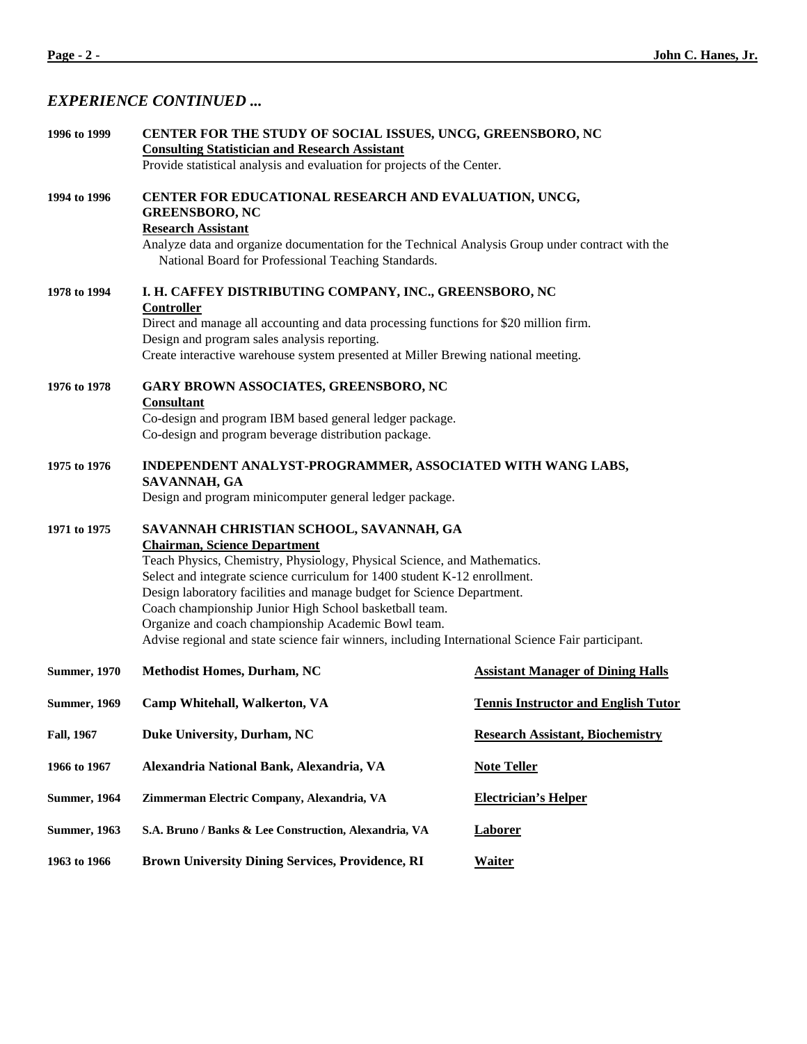## *EXPERIENCE CONTINUED ...*

**1996 to 1999** — **CENTER FOR THE STUDY OF SOCIAL ISSUES, UNCG, GREENSBORO, NC**
**Consulting Statistician and Research Assistant**
Provide statistical analysis and evaluation for projects of the Center.

**1994 to 1996** — **CENTER FOR EDUCATIONAL RESEARCH AND EVALUATION, UNCG, GREENSBORO, NC**
**Research Assistant**
Analyze data and organize documentation for the Technical Analysis Group under contract with the National Board for Professional Teaching Standards.

**1978 to 1994** — **I. H. CAFFEY DISTRIBUTING COMPANY, INC., GREENSBORO, NC**
**Controller**
Direct and manage all accounting and data processing functions for $20 million firm.
Design and program sales analysis reporting.
Create interactive warehouse system presented at Miller Brewing national meeting.

**1976 to 1978** — **GARY BROWN ASSOCIATES, GREENSBORO, NC**
**Consultant**
Co-design and program IBM based general ledger package.
Co-design and program beverage distribution package.

**1975 to 1976** — **INDEPENDENT ANALYST-PROGRAMMER, ASSOCIATED WITH WANG LABS, SAVANNAH, GA**
Design and program minicomputer general ledger package.

**1971 to 1975** — **SAVANNAH CHRISTIAN SCHOOL, SAVANNAH, GA**
**Chairman, Science Department**
Teach Physics, Chemistry, Physiology, Physical Science, and Mathematics.
Select and integrate science curriculum for 1400 student K-12 enrollment.
Design laboratory facilities and manage budget for Science Department.
Coach championship Junior High School basketball team.
Organize and coach championship Academic Bowl team.
Advise regional and state science fair winners, including International Science Fair participant.

| | | |
|---|---|---|
| **Summer, 1970** | **Methodist Homes, Durham, NC** | **Assistant Manager of Dining Halls** |
| **Summer, 1969** | **Camp Whitehall, Walkerton, VA** | **Tennis Instructor and English Tutor** |
| **Fall, 1967** | **Duke University, Durham, NC** | **Research Assistant, Biochemistry** |
| **1966 to 1967** | **Alexandria National Bank, Alexandria, VA** | **Note Teller** |
| **Summer, 1964** | **Zimmerman Electric Company, Alexandria, VA** | **Electrician's Helper** |
| **Summer, 1963** | **S.A. Bruno / Banks & Lee Construction, Alexandria, VA** | **Laborer** |
| **1963 to 1966** | **Brown University Dining Services, Providence, RI** | **Waiter** |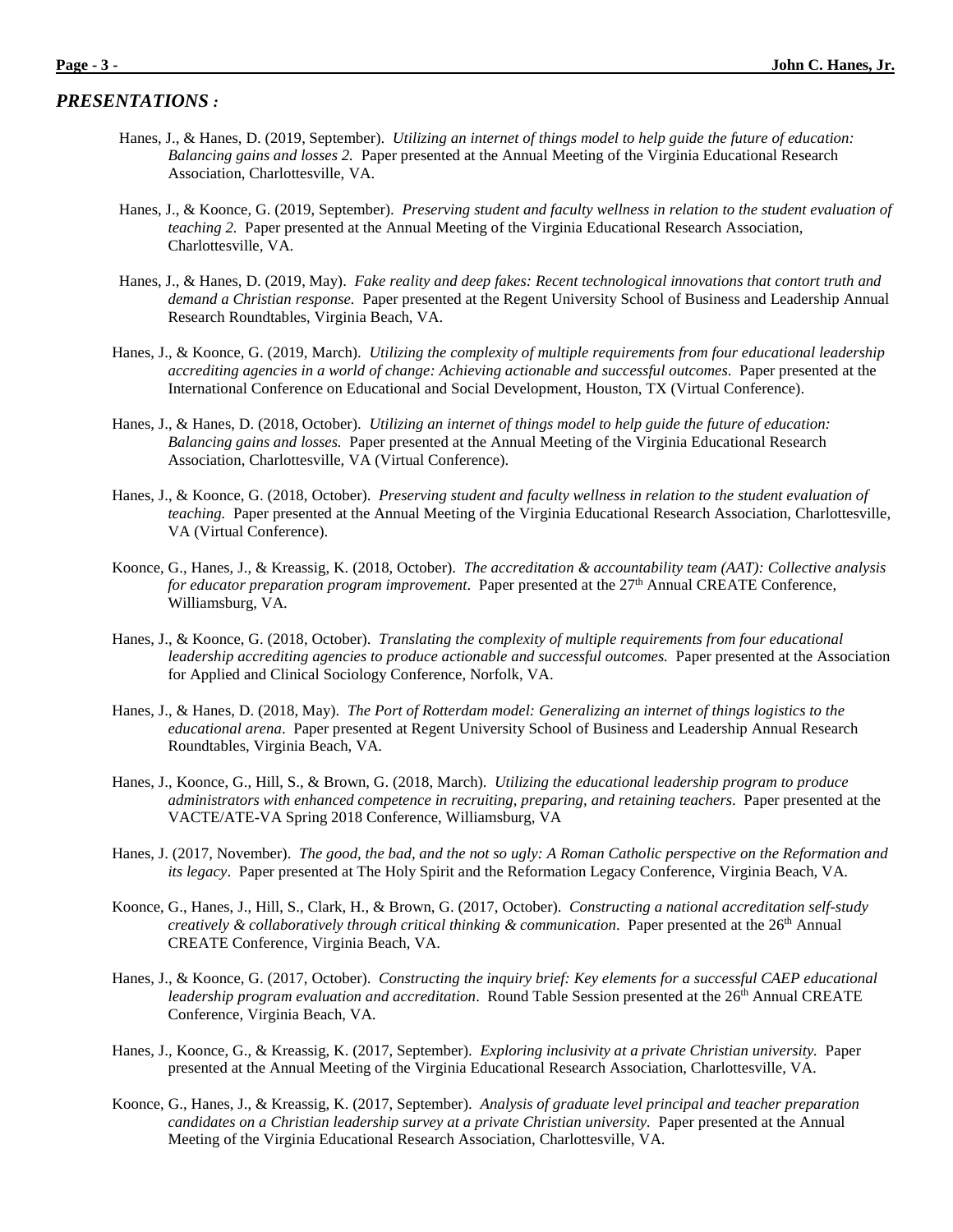## *PRESENTATIONS :*

Hanes, J., & Hanes, D. (2019, September). *Utilizing an internet of things model to help guide the future of education: Balancing gains and losses 2.* Paper presented at the Annual Meeting of the Virginia Educational Research Association, Charlottesville, VA.

Hanes, J., & Koonce, G. (2019, September). *Preserving student and faculty wellness in relation to the student evaluation of teaching 2.* Paper presented at the Annual Meeting of the Virginia Educational Research Association, Charlottesville, VA.

Hanes, J., & Hanes, D. (2019, May). *Fake reality and deep fakes: Recent technological innovations that contort truth and demand a Christian response.* Paper presented at the Regent University School of Business and Leadership Annual Research Roundtables, Virginia Beach, VA.

Hanes, J., & Koonce, G. (2019, March). *Utilizing the complexity of multiple requirements from four educational leadership accrediting agencies in a world of change: Achieving actionable and successful outcomes.* Paper presented at the International Conference on Educational and Social Development, Houston, TX (Virtual Conference).

Hanes, J., & Hanes, D. (2018, October). *Utilizing an internet of things model to help guide the future of education: Balancing gains and losses.* Paper presented at the Annual Meeting of the Virginia Educational Research Association, Charlottesville, VA (Virtual Conference).

Hanes, J., & Koonce, G. (2018, October). *Preserving student and faculty wellness in relation to the student evaluation of teaching.* Paper presented at the Annual Meeting of the Virginia Educational Research Association, Charlottesville, VA (Virtual Conference).

Koonce, G., Hanes, J., & Kreassig, K. (2018, October). *The accreditation & accountability team (AAT): Collective analysis for educator preparation program improvement*. Paper presented at the 27th Annual CREATE Conference, Williamsburg, VA.

Hanes, J., & Koonce, G. (2018, October). *Translating the complexity of multiple requirements from four educational leadership accrediting agencies to produce actionable and successful outcomes.* Paper presented at the Association for Applied and Clinical Sociology Conference, Norfolk, VA.

Hanes, J., & Hanes, D. (2018, May). *The Port of Rotterdam model: Generalizing an internet of things logistics to the educational arena*. Paper presented at Regent University School of Business and Leadership Annual Research Roundtables, Virginia Beach, VA.

Hanes, J., Koonce, G., Hill, S., & Brown, G. (2018, March). *Utilizing the educational leadership program to produce administrators with enhanced competence in recruiting, preparing, and retaining teachers*. Paper presented at the VACTE/ATE-VA Spring 2018 Conference, Williamsburg, VA

Hanes, J. (2017, November). *The good, the bad, and the not so ugly: A Roman Catholic perspective on the Reformation and its legacy*. Paper presented at The Holy Spirit and the Reformation Legacy Conference, Virginia Beach, VA.

Koonce, G., Hanes, J., Hill, S., Clark, H., & Brown, G. (2017, October). *Constructing a national accreditation self-study creatively & collaboratively through critical thinking & communication*. Paper presented at the 26th Annual CREATE Conference, Virginia Beach, VA.

Hanes, J., & Koonce, G. (2017, October). *Constructing the inquiry brief: Key elements for a successful CAEP educational leadership program evaluation and accreditation*. Round Table Session presented at the 26th Annual CREATE Conference, Virginia Beach, VA.

Hanes, J., Koonce, G., & Kreassig, K. (2017, September). *Exploring inclusivity at a private Christian university.* Paper presented at the Annual Meeting of the Virginia Educational Research Association, Charlottesville, VA.

Koonce, G., Hanes, J., & Kreassig, K. (2017, September). *Analysis of graduate level principal and teacher preparation candidates on a Christian leadership survey at a private Christian university.* Paper presented at the Annual Meeting of the Virginia Educational Research Association, Charlottesville, VA.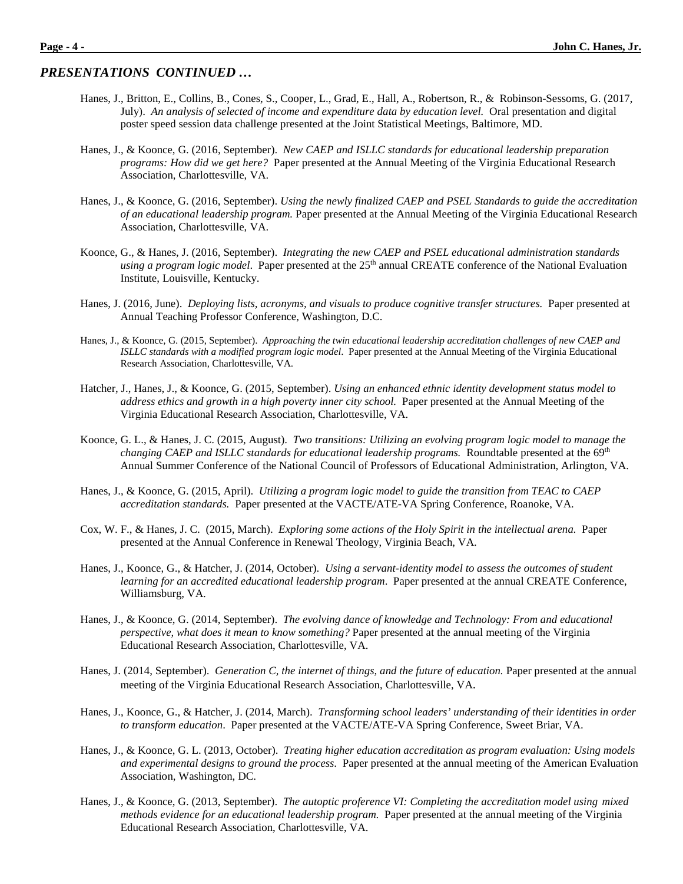## *PRESENTATIONS CONTINUED …*

Hanes, J., Britton, E., Collins, B., Cones, S., Cooper, L., Grad, E., Hall, A., Robertson, R., & Robinson-Sessoms, G. (2017, July). *An analysis of selected of income and expenditure data by education level.* Oral presentation and digital poster speed session data challenge presented at the Joint Statistical Meetings, Baltimore, MD.

Hanes, J., & Koonce, G. (2016, September). *New CAEP and ISLLC standards for educational leadership preparation programs: How did we get here?* Paper presented at the Annual Meeting of the Virginia Educational Research Association, Charlottesville, VA.

Hanes, J., & Koonce, G. (2016, September). *Using the newly finalized CAEP and PSEL Standards to guide the accreditation of an educational leadership program.* Paper presented at the Annual Meeting of the Virginia Educational Research Association, Charlottesville, VA.

Koonce, G., & Hanes, J. (2016, September). *Integrating the new CAEP and PSEL educational administration standards using a program logic model*. Paper presented at the 25th annual CREATE conference of the National Evaluation Institute, Louisville, Kentucky.

Hanes, J. (2016, June). *Deploying lists, acronyms, and visuals to produce cognitive transfer structures.* Paper presented at Annual Teaching Professor Conference, Washington, D.C.

Hanes, J., & Koonce, G. (2015, September). *Approaching the twin educational leadership accreditation challenges of new CAEP and ISLLC standards with a modified program logic model*. Paper presented at the Annual Meeting of the Virginia Educational Research Association, Charlottesville, VA.

Hatcher, J., Hanes, J., & Koonce, G. (2015, September). *Using an enhanced ethnic identity development status model to address ethics and growth in a high poverty inner city school.* Paper presented at the Annual Meeting of the Virginia Educational Research Association, Charlottesville, VA.

Koonce, G. L., & Hanes, J. C. (2015, August). *Two transitions: Utilizing an evolving program logic model to manage the changing CAEP and ISLLC standards for educational leadership programs.* Roundtable presented at the 69th Annual Summer Conference of the National Council of Professors of Educational Administration, Arlington, VA.

Hanes, J., & Koonce, G. (2015, April). *Utilizing a program logic model to guide the transition from TEAC to CAEP accreditation standards.* Paper presented at the VACTE/ATE-VA Spring Conference, Roanoke, VA.

Cox, W. F., & Hanes, J. C. (2015, March). *Exploring some actions of the Holy Spirit in the intellectual arena.* Paper presented at the Annual Conference in Renewal Theology, Virginia Beach, VA.

Hanes, J., Koonce, G., & Hatcher, J. (2014, October). *Using a servant-identity model to assess the outcomes of student learning for an accredited educational leadership program*. Paper presented at the annual CREATE Conference, Williamsburg, VA.

Hanes, J., & Koonce, G. (2014, September). *The evolving dance of knowledge and Technology: From and educational perspective, what does it mean to know something?* Paper presented at the annual meeting of the Virginia Educational Research Association, Charlottesville, VA.

Hanes, J. (2014, September). *Generation C, the internet of things, and the future of education.* Paper presented at the annual meeting of the Virginia Educational Research Association, Charlottesville, VA.

Hanes, J., Koonce, G., & Hatcher, J. (2014, March). *Transforming school leaders' understanding of their identities in order to transform education*. Paper presented at the VACTE/ATE-VA Spring Conference, Sweet Briar, VA.

Hanes, J., & Koonce, G. L. (2013, October). *Treating higher education accreditation as program evaluation: Using models and experimental designs to ground the process*. Paper presented at the annual meeting of the American Evaluation Association, Washington, DC.

Hanes, J., & Koonce, G. (2013, September). *The autoptic proference VI: Completing the accreditation model using mixed methods evidence for an educational leadership program.* Paper presented at the annual meeting of the Virginia Educational Research Association, Charlottesville, VA.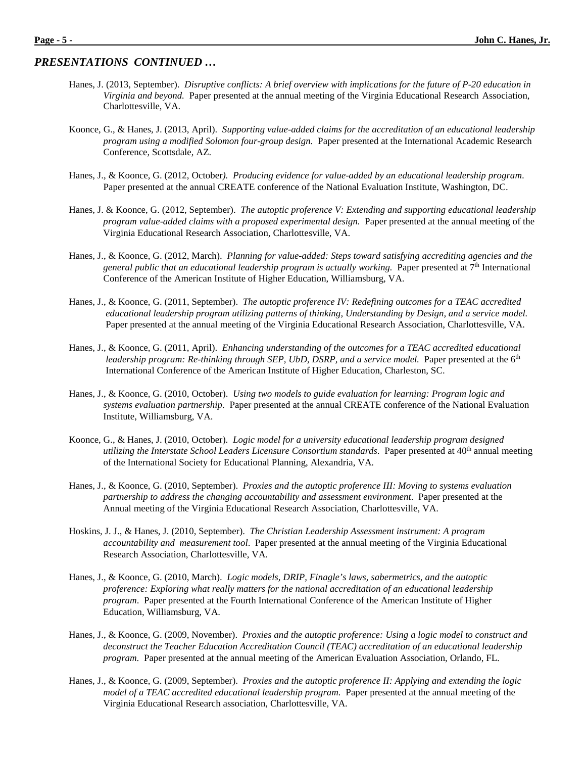## *PRESENTATIONS CONTINUED …*

Hanes, J. (2013, September). *Disruptive conflicts: A brief overview with implications for the future of P-20 education in Virginia and beyond.* Paper presented at the annual meeting of the Virginia Educational Research Association, Charlottesville, VA.

Koonce, G., & Hanes, J. (2013, April). *Supporting value-added claims for the accreditation of an educational leadership program using a modified Solomon four-group design.* Paper presented at the International Academic Research Conference, Scottsdale, AZ.

Hanes, J., & Koonce, G. (2012, October). *Producing evidence for value-added by an educational leadership program.* Paper presented at the annual CREATE conference of the National Evaluation Institute, Washington, DC.

Hanes, J. & Koonce, G. (2012, September). *The autoptic proference V: Extending and supporting educational leadership program value-added claims with a proposed experimental design.* Paper presented at the annual meeting of the Virginia Educational Research Association, Charlottesville, VA.

Hanes, J., & Koonce, G. (2012, March). *Planning for value-added: Steps toward satisfying accrediting agencies and the general public that an educational leadership program is actually working.* Paper presented at 7th International Conference of the American Institute of Higher Education, Williamsburg, VA.

Hanes, J., & Koonce, G. (2011, September). *The autoptic proference IV: Redefining outcomes for a TEAC accredited educational leadership program utilizing patterns of thinking, Understanding by Design, and a service model.* Paper presented at the annual meeting of the Virginia Educational Research Association, Charlottesville, VA.

Hanes, J., & Koonce, G. (2011, April). *Enhancing understanding of the outcomes for a TEAC accredited educational leadership program: Re-thinking through SEP, UbD, DSRP, and a service model.* Paper presented at the 6th International Conference of the American Institute of Higher Education, Charleston, SC.

Hanes, J., & Koonce, G. (2010, October). *Using two models to guide evaluation for learning: Program logic and systems evaluation partnership*. Paper presented at the annual CREATE conference of the National Evaluation Institute, Williamsburg, VA.

Koonce, G., & Hanes, J. (2010, October). *Logic model for a university educational leadership program designed utilizing the Interstate School Leaders Licensure Consortium standards*. Paper presented at 40th annual meeting of the International Society for Educational Planning, Alexandria, VA.

Hanes, J., & Koonce, G. (2010, September). *Proxies and the autoptic proference III: Moving to systems evaluation partnership to address the changing accountability and assessment environment*. Paper presented at the Annual meeting of the Virginia Educational Research Association, Charlottesville, VA.

Hoskins, J. J., & Hanes, J. (2010, September). *The Christian Leadership Assessment instrument: A program accountability and measurement tool*. Paper presented at the annual meeting of the Virginia Educational Research Association, Charlottesville, VA.

Hanes, J., & Koonce, G. (2010, March). *Logic models, DRIP, Finagle's laws, sabermetrics, and the autoptic proference: Exploring what really matters for the national accreditation of an educational leadership program*. Paper presented at the Fourth International Conference of the American Institute of Higher Education, Williamsburg, VA.

Hanes, J., & Koonce, G. (2009, November). *Proxies and the autoptic proference: Using a logic model to construct and deconstruct the Teacher Education Accreditation Council (TEAC) accreditation of an educational leadership program*. Paper presented at the annual meeting of the American Evaluation Association, Orlando, FL.

Hanes, J., & Koonce, G. (2009, September). *Proxies and the autoptic proference II: Applying and extending the logic model of a TEAC accredited educational leadership program.* Paper presented at the annual meeting of the Virginia Educational Research association, Charlottesville, VA.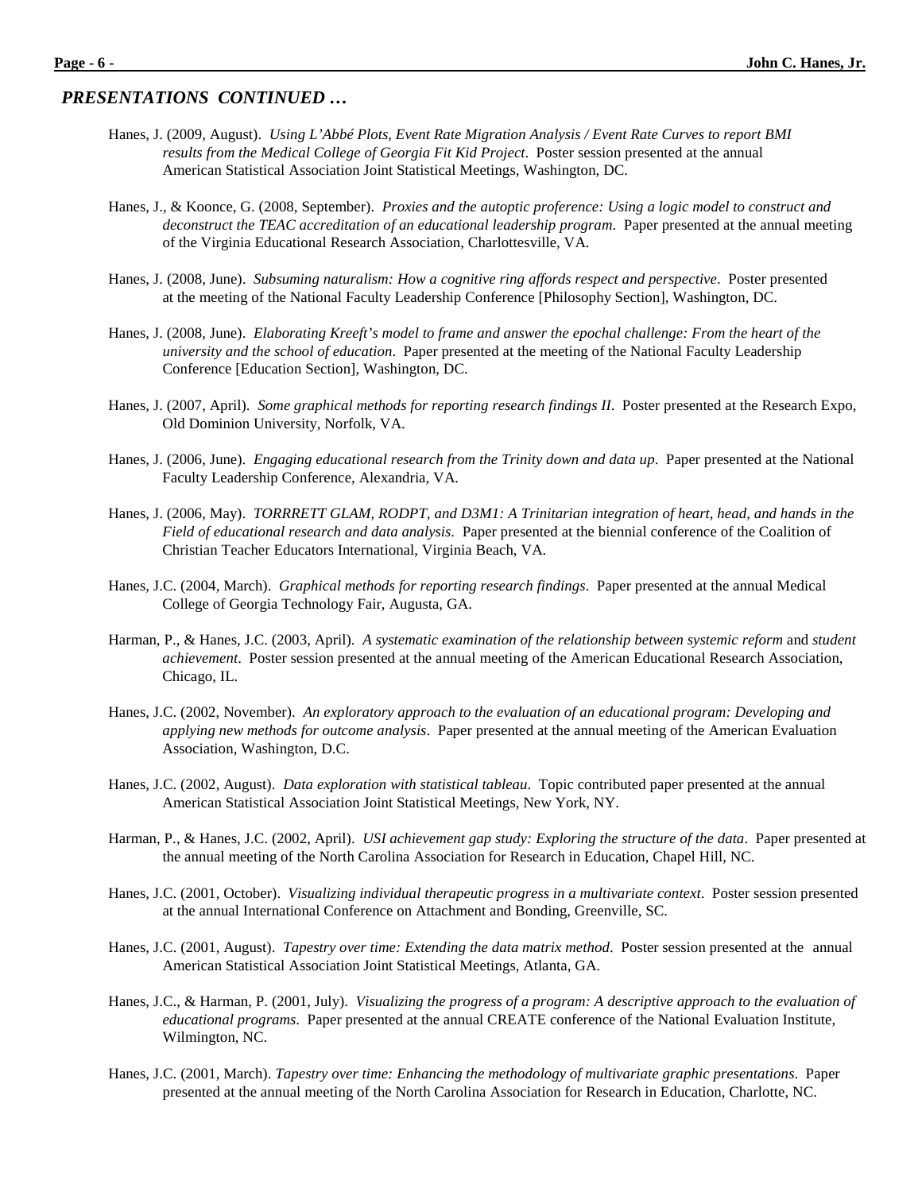## *PRESENTATIONS CONTINUED …*

Hanes, J. (2009, August). *Using L'Abbé Plots, Event Rate Migration Analysis / Event Rate Curves to report BMI results from the Medical College of Georgia Fit Kid Project*. Poster session presented at the annual American Statistical Association Joint Statistical Meetings, Washington, DC.

Hanes, J., & Koonce, G. (2008, September). *Proxies and the autoptic proference: Using a logic model to construct and deconstruct the TEAC accreditation of an educational leadership program*. Paper presented at the annual meeting of the Virginia Educational Research Association, Charlottesville, VA.

Hanes, J. (2008, June). *Subsuming naturalism: How a cognitive ring affords respect and perspective*. Poster presented at the meeting of the National Faculty Leadership Conference [Philosophy Section], Washington, DC.

Hanes, J. (2008, June). *Elaborating Kreeft's model to frame and answer the epochal challenge: From the heart of the university and the school of education*. Paper presented at the meeting of the National Faculty Leadership Conference [Education Section], Washington, DC.

Hanes, J. (2007, April). *Some graphical methods for reporting research findings II*. Poster presented at the Research Expo, Old Dominion University, Norfolk, VA.

Hanes, J. (2006, June). *Engaging educational research from the Trinity down and data up*. Paper presented at the National Faculty Leadership Conference, Alexandria, VA.

Hanes, J. (2006, May). *TORRRETT GLAM, RODPT, and D3M1: A Trinitarian integration of heart, head, and hands in the Field of educational research and data analysis*. Paper presented at the biennial conference of the Coalition of Christian Teacher Educators International, Virginia Beach, VA.

Hanes, J.C. (2004, March). *Graphical methods for reporting research findings*. Paper presented at the annual Medical College of Georgia Technology Fair, Augusta, GA.

Harman, P., & Hanes, J.C. (2003, April). *A systematic examination of the relationship between systemic reform* and *student achievement*. Poster session presented at the annual meeting of the American Educational Research Association, Chicago, IL.

Hanes, J.C. (2002, November). *An exploratory approach to the evaluation of an educational program: Developing and applying new methods for outcome analysis*. Paper presented at the annual meeting of the American Evaluation Association, Washington, D.C.

Hanes, J.C. (2002, August). *Data exploration with statistical tableau*. Topic contributed paper presented at the annual American Statistical Association Joint Statistical Meetings, New York, NY.

Harman, P., & Hanes, J.C. (2002, April). *USI achievement gap study: Exploring the structure of the data*. Paper presented at the annual meeting of the North Carolina Association for Research in Education, Chapel Hill, NC.

Hanes, J.C. (2001, October). *Visualizing individual therapeutic progress in a multivariate context*. Poster session presented at the annual International Conference on Attachment and Bonding, Greenville, SC.

Hanes, J.C. (2001, August). *Tapestry over time: Extending the data matrix method*. Poster session presented at the annual American Statistical Association Joint Statistical Meetings, Atlanta, GA.

Hanes, J.C., & Harman, P. (2001, July). *Visualizing the progress of a program: A descriptive approach to the evaluation of educational programs*. Paper presented at the annual CREATE conference of the National Evaluation Institute, Wilmington, NC.

Hanes, J.C. (2001, March). *Tapestry over time: Enhancing the methodology of multivariate graphic presentations*. Paper presented at the annual meeting of the North Carolina Association for Research in Education, Charlotte, NC.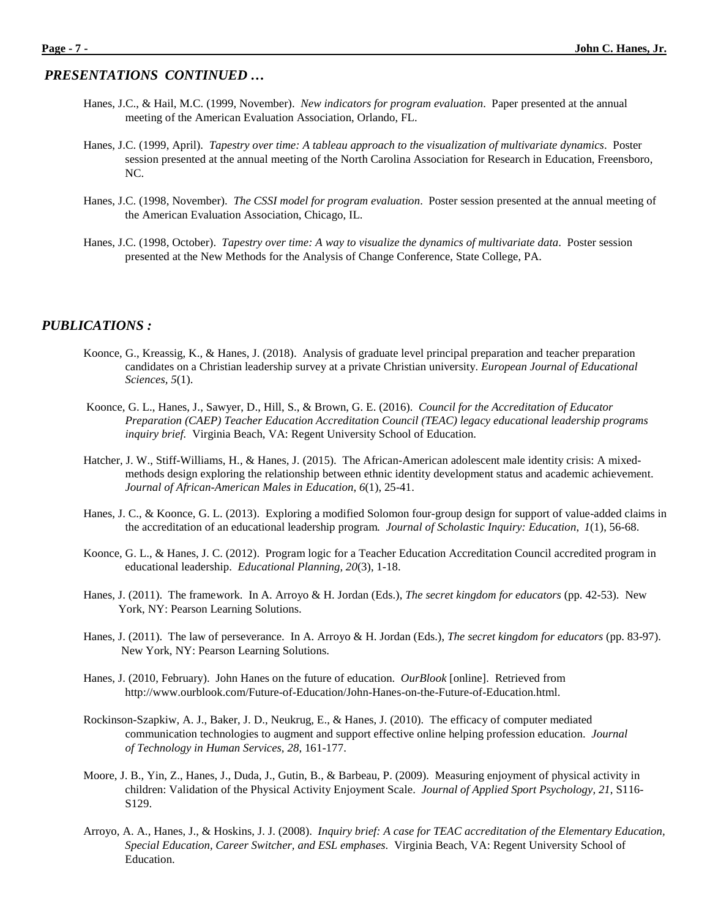## *PRESENTATIONS CONTINUED …*

Hanes, J.C., & Hail, M.C. (1999, November). *New indicators for program evaluation*. Paper presented at the annual meeting of the American Evaluation Association, Orlando, FL.

Hanes, J.C. (1999, April). *Tapestry over time: A tableau approach to the visualization of multivariate dynamics*. Poster session presented at the annual meeting of the North Carolina Association for Research in Education, Freensboro, NC.

Hanes, J.C. (1998, November). *The CSSI model for program evaluation*. Poster session presented at the annual meeting of the American Evaluation Association, Chicago, IL.

Hanes, J.C. (1998, October). *Tapestry over time: A way to visualize the dynamics of multivariate data*. Poster session presented at the New Methods for the Analysis of Change Conference, State College, PA.

## *PUBLICATIONS :*

Koonce, G., Kreassig, K., & Hanes, J. (2018). Analysis of graduate level principal preparation and teacher preparation candidates on a Christian leadership survey at a private Christian university. *European Journal of Educational Sciences, 5*(1).

Koonce, G. L., Hanes, J., Sawyer, D., Hill, S., & Brown, G. E. (2016). *Council for the Accreditation of Educator Preparation (CAEP) Teacher Education Accreditation Council (TEAC) legacy educational leadership programs inquiry brief.* Virginia Beach, VA: Regent University School of Education.

Hatcher, J. W., Stiff-Williams, H., & Hanes, J. (2015). The African-American adolescent male identity crisis: A mixed-methods design exploring the relationship between ethnic identity development status and academic achievement. *Journal of African-American Males in Education*, *6*(1), 25-41.

Hanes, J. C., & Koonce, G. L. (2013). Exploring a modified Solomon four-group design for support of value-added claims in the accreditation of an educational leadership program*. Journal of Scholastic Inquiry: Education*, *1*(1), 56-68.

Koonce, G. L., & Hanes, J. C. (2012). Program logic for a Teacher Education Accreditation Council accredited program in educational leadership. *Educational Planning, 20*(3), 1-18.

Hanes, J. (2011). The framework. In A. Arroyo & H. Jordan (Eds.), *The secret kingdom for educators* (pp. 42-53). New York, NY: Pearson Learning Solutions.

Hanes, J. (2011). The law of perseverance. In A. Arroyo & H. Jordan (Eds.), *The secret kingdom for educators* (pp. 83-97). New York, NY: Pearson Learning Solutions.

Hanes, J. (2010, February). John Hanes on the future of education. *OurBlook* [online]. Retrieved from http://www.ourblook.com/Future-of-Education/John-Hanes-on-the-Future-of-Education.html.

Rockinson-Szapkiw, A. J., Baker, J. D., Neukrug, E., & Hanes, J. (2010). The efficacy of computer mediated communication technologies to augment and support effective online helping profession education. *Journal of Technology in Human Services, 28*, 161-177.

Moore, J. B., Yin, Z., Hanes, J., Duda, J., Gutin, B., & Barbeau, P. (2009). Measuring enjoyment of physical activity in children: Validation of the Physical Activity Enjoyment Scale. *Journal of Applied Sport Psychology, 21*, S116-S129.

Arroyo, A. A., Hanes, J., & Hoskins, J. J. (2008). *Inquiry brief: A case for TEAC accreditation of the Elementary Education, Special Education, Career Switcher, and ESL emphases*. Virginia Beach, VA: Regent University School of Education.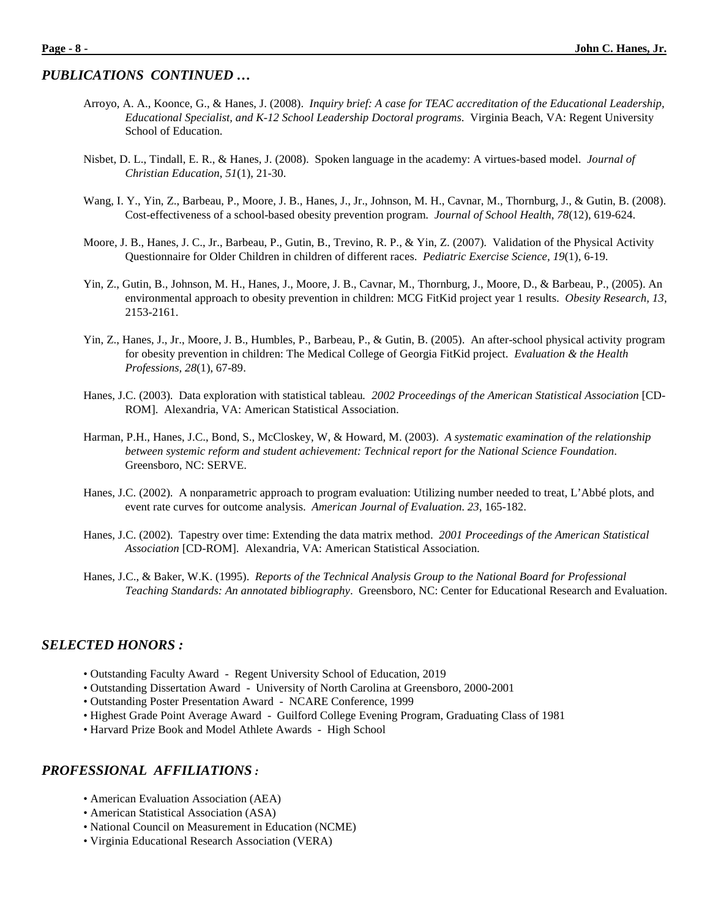## *PUBLICATIONS CONTINUED …*

Arroyo, A. A., Koonce, G., & Hanes, J. (2008). *Inquiry brief: A case for TEAC accreditation of the Educational Leadership, Educational Specialist, and K-12 School Leadership Doctoral programs*. Virginia Beach, VA: Regent University School of Education.

Nisbet, D. L., Tindall, E. R., & Hanes, J. (2008). Spoken language in the academy: A virtues-based model. *Journal of Christian Education*, *51*(1), 21-30.

Wang, I. Y., Yin, Z., Barbeau, P., Moore, J. B., Hanes, J., Jr., Johnson, M. H., Cavnar, M., Thornburg, J., & Gutin, B. (2008). Cost-effectiveness of a school-based obesity prevention program. *Journal of School Health*, *78*(12), 619-624.

Moore, J. B., Hanes, J. C., Jr., Barbeau, P., Gutin, B., Trevino, R. P., & Yin, Z. (2007). Validation of the Physical Activity Questionnaire for Older Children in children of different races. *Pediatric Exercise Science*, *19*(1), 6-19.

Yin, Z., Gutin, B., Johnson, M. H., Hanes, J., Moore, J. B., Cavnar, M., Thornburg, J., Moore, D., & Barbeau, P., (2005). An environmental approach to obesity prevention in children: MCG FitKid project year 1 results. *Obesity Research*, *13*, 2153-2161.

Yin, Z., Hanes, J., Jr., Moore, J. B., Humbles, P., Barbeau, P., & Gutin, B. (2005). An after-school physical activity program for obesity prevention in children: The Medical College of Georgia FitKid project. *Evaluation & the Health Professions*, *28*(1), 67-89.

Hanes, J.C. (2003). Data exploration with statistical tableau. *2002 Proceedings of the American Statistical Association* [CD-ROM]. Alexandria, VA: American Statistical Association.

Harman, P.H., Hanes, J.C., Bond, S., McCloskey, W, & Howard, M. (2003). *A systematic examination of the relationship between systemic reform and student achievement: Technical report for the National Science Foundation*. Greensboro, NC: SERVE.

Hanes, J.C. (2002). A nonparametric approach to program evaluation: Utilizing number needed to treat, L'Abbé plots, and event rate curves for outcome analysis. *American Journal of Evaluation*. *23*, 165-182.

Hanes, J.C. (2002). Tapestry over time: Extending the data matrix method. *2001 Proceedings of the American Statistical Association* [CD-ROM]. Alexandria, VA: American Statistical Association.

Hanes, J.C., & Baker, W.K. (1995). *Reports of the Technical Analysis Group to the National Board for Professional Teaching Standards: An annotated bibliography*. Greensboro, NC: Center for Educational Research and Evaluation.

## *SELECTED HONORS :*

- Outstanding Faculty Award - Regent University School of Education, 2019
- Outstanding Dissertation Award - University of North Carolina at Greensboro, 2000-2001
- Outstanding Poster Presentation Award - NCARE Conference, 1999
- Highest Grade Point Average Award - Guilford College Evening Program, Graduating Class of 1981
- Harvard Prize Book and Model Athlete Awards - High School

## *PROFESSIONAL AFFILIATIONS :*

- American Evaluation Association (AEA)
- American Statistical Association (ASA)
- National Council on Measurement in Education (NCME)
- Virginia Educational Research Association (VERA)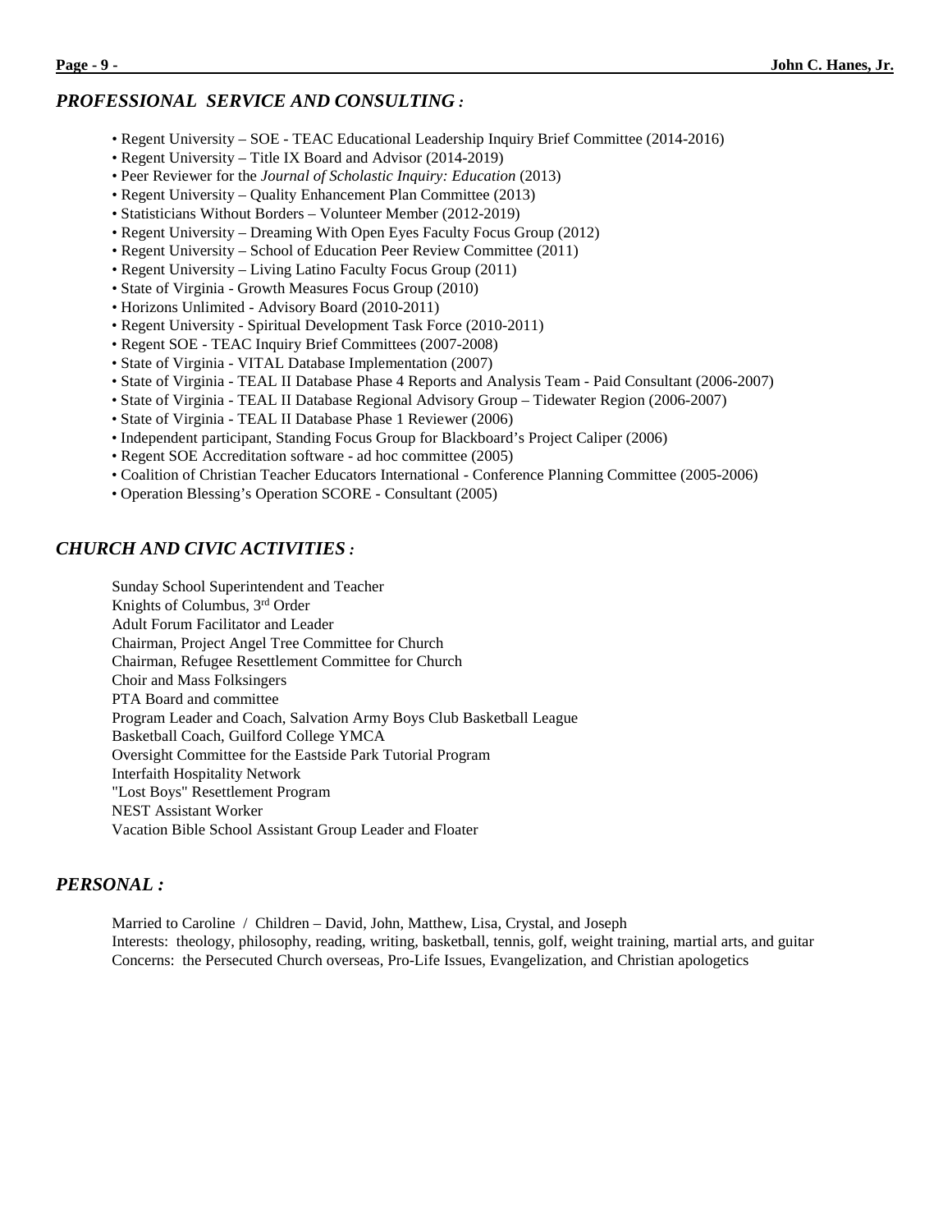## *PROFESSIONAL SERVICE AND CONSULTING :*

- Regent University – SOE - TEAC Educational Leadership Inquiry Brief Committee (2014-2016)
- Regent University – Title IX Board and Advisor (2014-2019)
- Peer Reviewer for the *Journal of Scholastic Inquiry: Education* (2013)
- Regent University – Quality Enhancement Plan Committee (2013)
- Statisticians Without Borders – Volunteer Member (2012-2019)
- Regent University – Dreaming With Open Eyes Faculty Focus Group (2012)
- Regent University – School of Education Peer Review Committee (2011)
- Regent University – Living Latino Faculty Focus Group (2011)
- State of Virginia - Growth Measures Focus Group (2010)
- Horizons Unlimited - Advisory Board (2010-2011)
- Regent University - Spiritual Development Task Force (2010-2011)
- Regent SOE - TEAC Inquiry Brief Committees (2007-2008)
- State of Virginia - VITAL Database Implementation (2007)
- State of Virginia - TEAL II Database Phase 4 Reports and Analysis Team - Paid Consultant (2006-2007)
- State of Virginia - TEAL II Database Regional Advisory Group – Tidewater Region (2006-2007)
- State of Virginia - TEAL II Database Phase 1 Reviewer (2006)
- Independent participant, Standing Focus Group for Blackboard's Project Caliper (2006)
- Regent SOE Accreditation software - ad hoc committee (2005)
- Coalition of Christian Teacher Educators International - Conference Planning Committee (2005-2006)
- Operation Blessing's Operation SCORE - Consultant (2005)

## *CHURCH AND CIVIC ACTIVITIES :*

Sunday School Superintendent and Teacher
Knights of Columbus, 3rd Order
Adult Forum Facilitator and Leader
Chairman, Project Angel Tree Committee for Church
Chairman, Refugee Resettlement Committee for Church
Choir and Mass Folksingers
PTA Board and committee
Program Leader and Coach, Salvation Army Boys Club Basketball League
Basketball Coach, Guilford College YMCA
Oversight Committee for the Eastside Park Tutorial Program
Interfaith Hospitality Network
"Lost Boys" Resettlement Program
NEST Assistant Worker
Vacation Bible School Assistant Group Leader and Floater

## *PERSONAL :*

Married to Caroline / Children – David, John, Matthew, Lisa, Crystal, and Joseph
Interests: theology, philosophy, reading, writing, basketball, tennis, golf, weight training, martial arts, and guitar
Concerns: the Persecuted Church overseas, Pro-Life Issues, Evangelization, and Christian apologetics